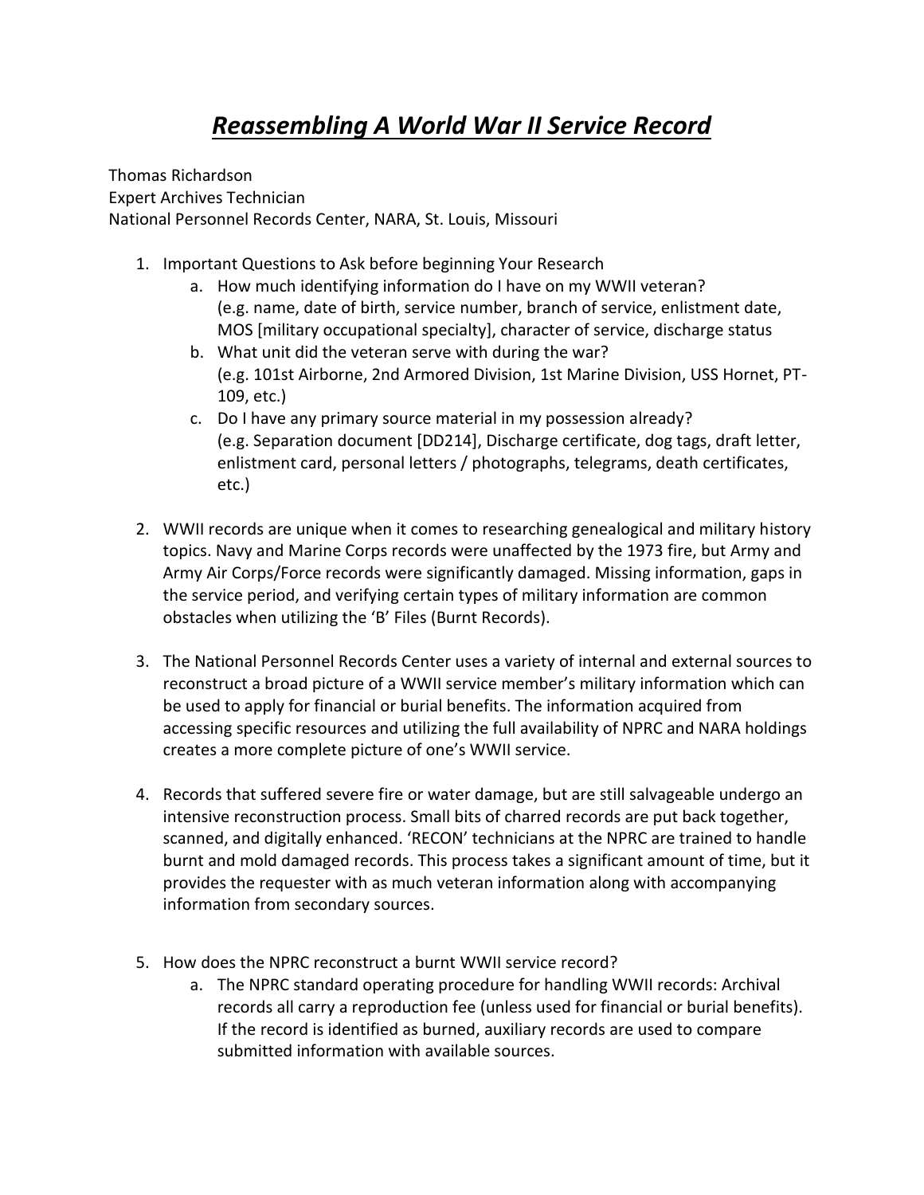# ***Reassembling A World War II Service Record***

Thomas Richardson
Expert Archives Technician
National Personnel Records Center, NARA, St. Louis, Missouri

1. Important Questions to Ask before beginning Your Research
   a. How much identifying information do I have on my WWII veteran?
      (e.g. name, date of birth, service number, branch of service, enlistment date, MOS [military occupational specialty], character of service, discharge status
   b. What unit did the veteran serve with during the war?
      (e.g. 101st Airborne, 2nd Armored Division, 1st Marine Division, USS Hornet, PT-109, etc.)
   c. Do I have any primary source material in my possession already?
      (e.g. Separation document [DD214], Discharge certificate, dog tags, draft letter, enlistment card, personal letters / photographs, telegrams, death certificates, etc.)

2. WWII records are unique when it comes to researching genealogical and military history topics. Navy and Marine Corps records were unaffected by the 1973 fire, but Army and Army Air Corps/Force records were significantly damaged. Missing information, gaps in the service period, and verifying certain types of military information are common obstacles when utilizing the 'B' Files (Burnt Records).

3. The National Personnel Records Center uses a variety of internal and external sources to reconstruct a broad picture of a WWII service member's military information which can be used to apply for financial or burial benefits. The information acquired from accessing specific resources and utilizing the full availability of NPRC and NARA holdings creates a more complete picture of one's WWII service.

4. Records that suffered severe fire or water damage, but are still salvageable undergo an intensive reconstruction process. Small bits of charred records are put back together, scanned, and digitally enhanced. 'RECON' technicians at the NPRC are trained to handle burnt and mold damaged records. This process takes a significant amount of time, but it provides the requester with as much veteran information along with accompanying information from secondary sources.

5. How does the NPRC reconstruct a burnt WWII service record?
   a. The NPRC standard operating procedure for handling WWII records: Archival records all carry a reproduction fee (unless used for financial or burial benefits). If the record is identified as burned, auxiliary records are used to compare submitted information with available sources.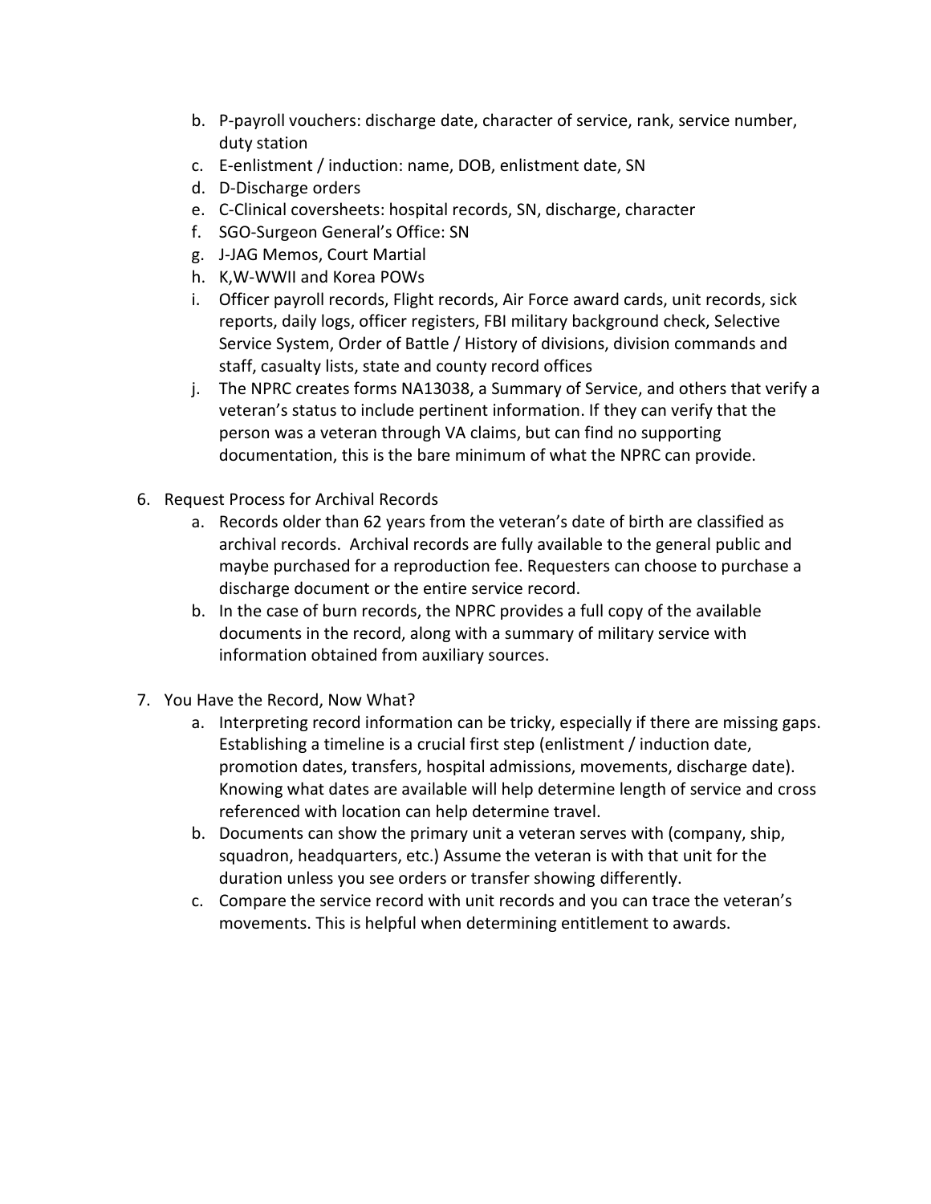b. P-payroll vouchers: discharge date, character of service, rank, service number, duty station
c. E-enlistment / induction: name, DOB, enlistment date, SN
d. D-Discharge orders
e. C-Clinical coversheets: hospital records, SN, discharge, character
f. SGO-Surgeon General's Office: SN
g. J-JAG Memos, Court Martial
h. K,W-WWII and Korea POWs
i. Officer payroll records, Flight records, Air Force award cards, unit records, sick reports, daily logs, officer registers, FBI military background check, Selective Service System, Order of Battle / History of divisions, division commands and staff, casualty lists, state and county record offices
j. The NPRC creates forms NA13038, a Summary of Service, and others that verify a veteran's status to include pertinent information. If they can verify that the person was a veteran through VA claims, but can find no supporting documentation, this is the bare minimum of what the NPRC can provide.

6. Request Process for Archival Records
   a. Records older than 62 years from the veteran's date of birth are classified as archival records. Archival records are fully available to the general public and maybe purchased for a reproduction fee. Requesters can choose to purchase a discharge document or the entire service record.
   b. In the case of burn records, the NPRC provides a full copy of the available documents in the record, along with a summary of military service with information obtained from auxiliary sources.

7. You Have the Record, Now What?
   a. Interpreting record information can be tricky, especially if there are missing gaps. Establishing a timeline is a crucial first step (enlistment / induction date, promotion dates, transfers, hospital admissions, movements, discharge date). Knowing what dates are available will help determine length of service and cross referenced with location can help determine travel.
   b. Documents can show the primary unit a veteran serves with (company, ship, squadron, headquarters, etc.) Assume the veteran is with that unit for the duration unless you see orders or transfer showing differently.
   c. Compare the service record with unit records and you can trace the veteran's movements. This is helpful when determining entitlement to awards.